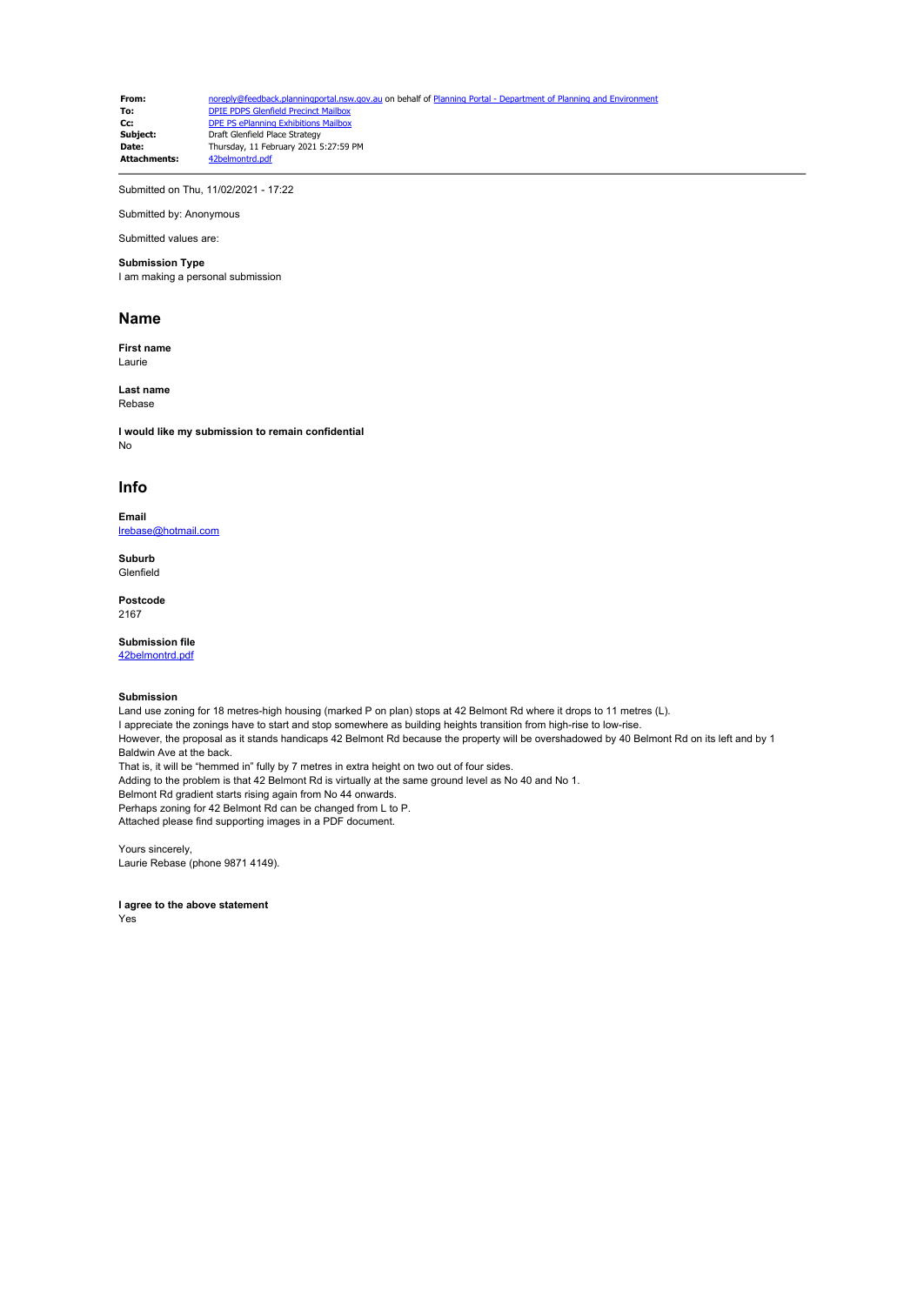| | |
|---|---|
| **From:** | noreply@feedback.planningportal.nsw.gov.au on behalf of Planning Portal - Department of Planning and Environment |
| **To:** | DPIE PDPS Glenfield Precinct Mailbox |
| **Cc:** | DPE PS ePlanning Exhibitions Mailbox |
| **Subject:** | Draft Glenfield Place Strategy |
| **Date:** | Thursday, 11 February 2021 5:27:59 PM |
| **Attachments:** | 42belmontrd.pdf |

Submitted on Thu, 11/02/2021 - 17:22

Submitted by: Anonymous

Submitted values are:

**Submission Type**
I am making a personal submission

## Name

**First name**
Laurie

**Last name**
Rebase

**I would like my submission to remain confidential**
No

## Info

**Email**
lrebase@hotmail.com

**Suburb**
Glenfield

**Postcode**
2167

**Submission file**
42belmontrd.pdf

**Submission**
Land use zoning for 18 metres-high housing (marked P on plan) stops at 42 Belmont Rd where it drops to 11 metres (L).
I appreciate the zonings have to start and stop somewhere as building heights transition from high-rise to low-rise.
However, the proposal as it stands handicaps 42 Belmont Rd because the property will be overshadowed by 40 Belmont Rd on its left and by 1 Baldwin Ave at the back.
That is, it will be "hemmed in" fully by 7 metres in extra height on two out of four sides.
Adding to the problem is that 42 Belmont Rd is virtually at the same ground level as No 40 and No 1.
Belmont Rd gradient starts rising again from No 44 onwards.
Perhaps zoning for 42 Belmont Rd can be changed from L to P.
Attached please find supporting images in a PDF document.

Yours sincerely,
Laurie Rebase (phone 9871 4149).

**I agree to the above statement**
Yes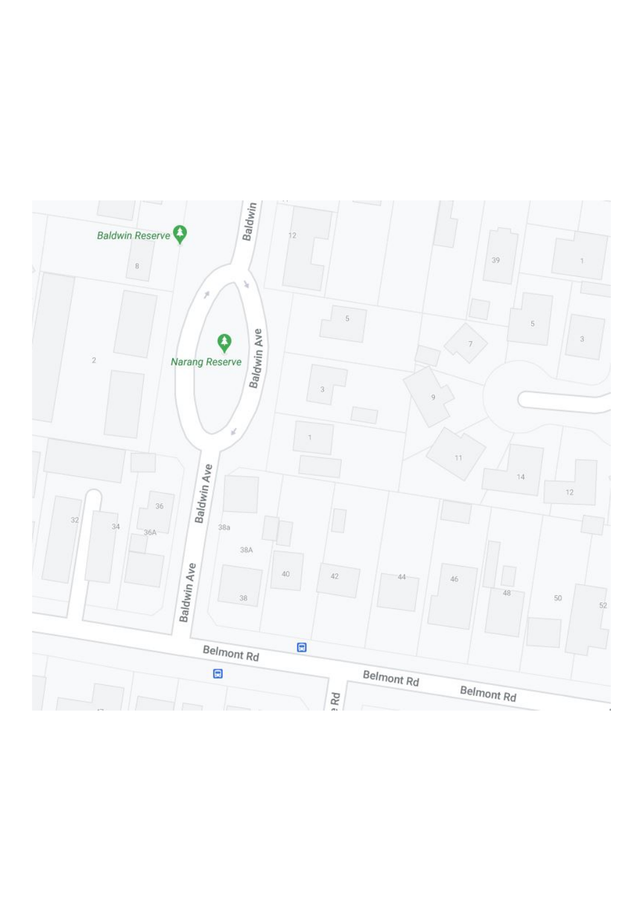Baldwin Reserve

Baldwin

12

39

1

8

5

5

3

7

2

Narang Reserve

Baldwin Ave

3

9

1

11

14

12

Baldwin Ave

36

32

34

36A

38a

38A

Baldwin Ave

40

42

44

46

48

50

52

38

Belmont Rd

Belmont Rd

Belmont Rd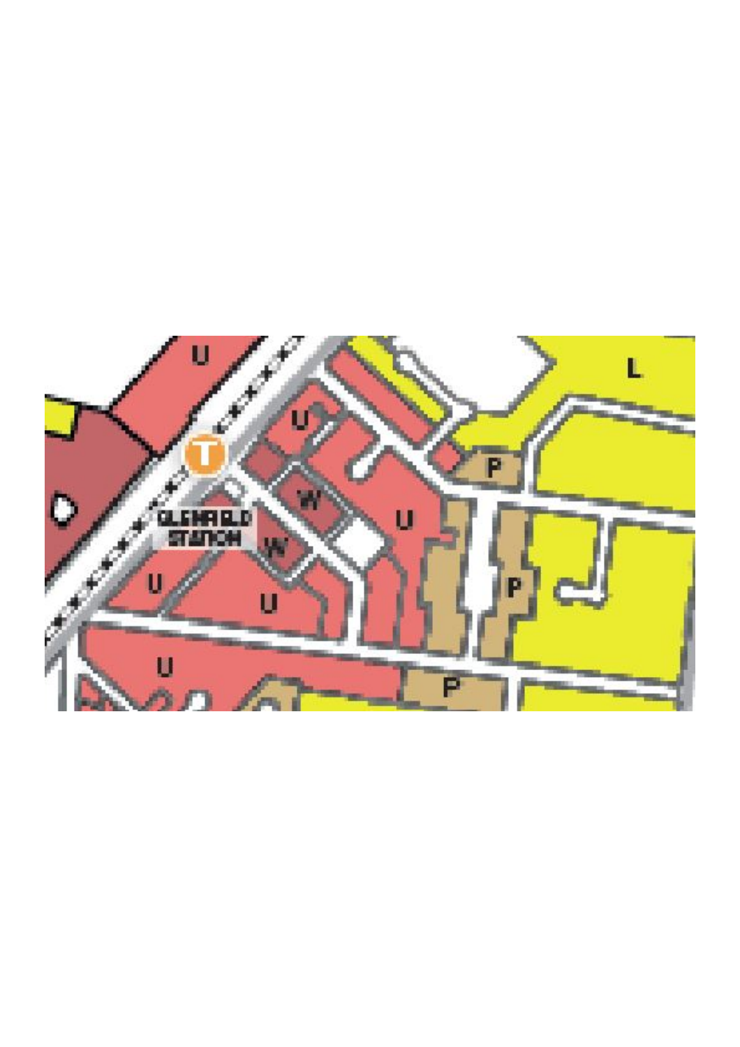U

L

U

GLENFIELD STATION

W

W

U

P

U

P

U

U

U

P